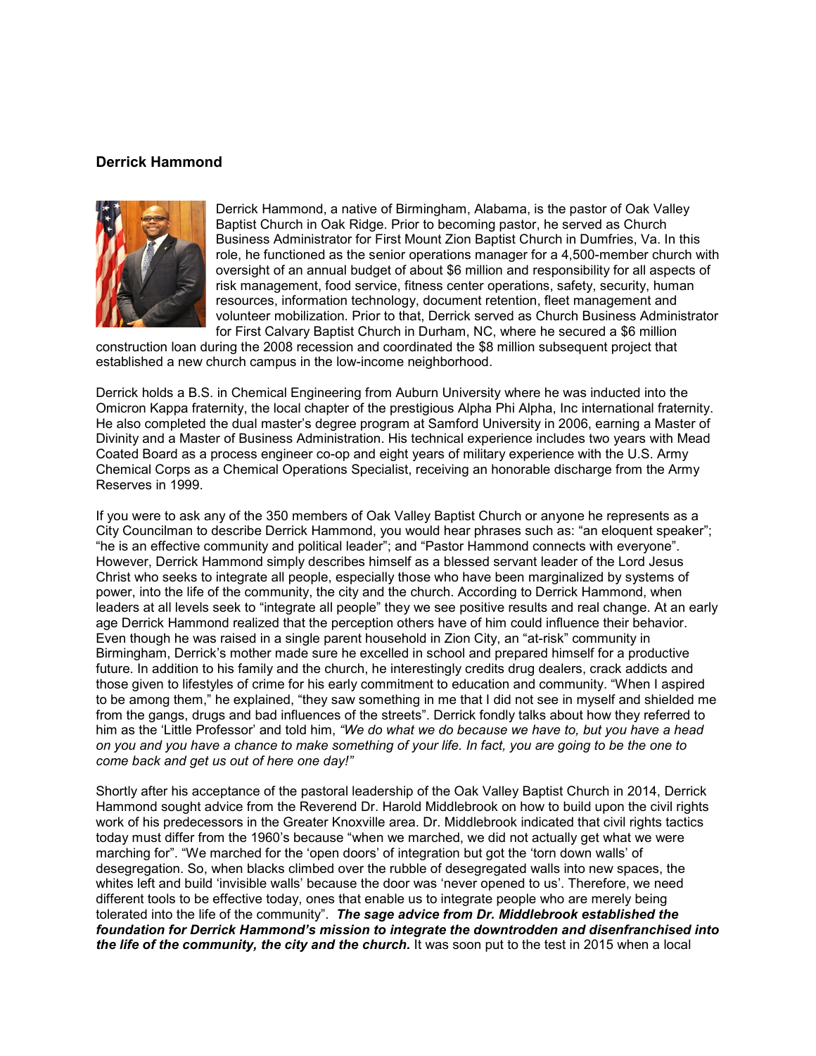### Derrick Hammond

Derrick Hammond, a native of Birmingham, Alabama, is the pastor of Oak Valley Baptist Church in Oak Ridge. Prior to becoming pastor, he served as Church Business Administrator for First Mount Zion Baptist Church in Dumfries, Va. In this role, he functioned as the senior operations manager for a 4,500-member church with oversight of an annual budget of about $6 million and responsibility for all aspects of risk management, food service, fitness center operations, safety, security, human resources, information technology, document retention, fleet management and volunteer mobilization. Prior to that, Derrick served as Church Business Administrator for First Calvary Baptist Church in Durham, NC, where he secured a $6 million construction loan during the 2008 recession and coordinated the $8 million subsequent project that established a new church campus in the low-income neighborhood.

Derrick holds a B.S. in Chemical Engineering from Auburn University where he was inducted into the Omicron Kappa fraternity, the local chapter of the prestigious Alpha Phi Alpha, Inc international fraternity. He also completed the dual master's degree program at Samford University in 2006, earning a Master of Divinity and a Master of Business Administration. His technical experience includes two years with Mead Coated Board as a process engineer co-op and eight years of military experience with the U.S. Army Chemical Corps as a Chemical Operations Specialist, receiving an honorable discharge from the Army Reserves in 1999.

If you were to ask any of the 350 members of Oak Valley Baptist Church or anyone he represents as a City Councilman to describe Derrick Hammond, you would hear phrases such as: "an eloquent speaker"; "he is an effective community and political leader"; and "Pastor Hammond connects with everyone". However, Derrick Hammond simply describes himself as a blessed servant leader of the Lord Jesus Christ who seeks to integrate all people, especially those who have been marginalized by systems of power, into the life of the community, the city and the church. According to Derrick Hammond, when leaders at all levels seek to "integrate all people" they we see positive results and real change. At an early age Derrick Hammond realized that the perception others have of him could influence their behavior. Even though he was raised in a single parent household in Zion City, an "at-risk" community in Birmingham, Derrick's mother made sure he excelled in school and prepared himself for a productive future. In addition to his family and the church, he interestingly credits drug dealers, crack addicts and those given to lifestyles of crime for his early commitment to education and community. "When I aspired to be among them," he explained, "they saw something in me that I did not see in myself and shielded me from the gangs, drugs and bad influences of the streets". Derrick fondly talks about how they referred to him as the 'Little Professor' and told him, *"We do what we do because we have to, but you have a head on you and you have a chance to make something of your life. In fact, you are going to be the one to come back and get us out of here one day!"*

Shortly after his acceptance of the pastoral leadership of the Oak Valley Baptist Church in 2014, Derrick Hammond sought advice from the Reverend Dr. Harold Middlebrook on how to build upon the civil rights work of his predecessors in the Greater Knoxville area. Dr. Middlebrook indicated that civil rights tactics today must differ from the 1960's because "when we marched, we did not actually get what we were marching for". "We marched for the 'open doors' of integration but got the 'torn down walls' of desegregation. So, when blacks climbed over the rubble of desegregated walls into new spaces, the whites left and build 'invisible walls' because the door was 'never opened to us'. Therefore, we need different tools to be effective today, ones that enable us to integrate people who are merely being tolerated into the life of the community". ***The sage advice from Dr. Middlebrook established the foundation for Derrick Hammond's mission to integrate the downtrodden and disenfranchised into the life of the community, the city and the church.*** It was soon put to the test in 2015 when a local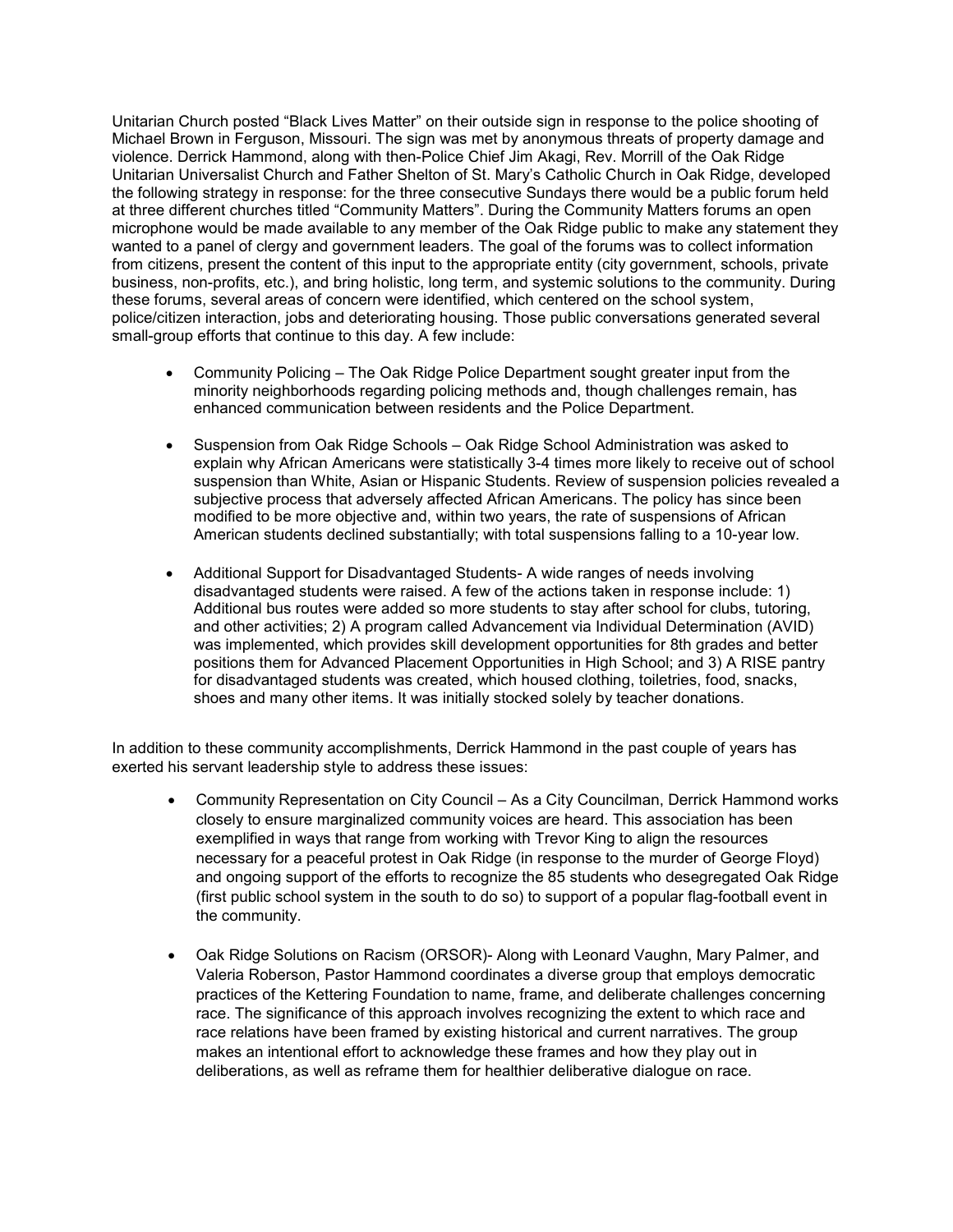Unitarian Church posted "Black Lives Matter" on their outside sign in response to the police shooting of Michael Brown in Ferguson, Missouri. The sign was met by anonymous threats of property damage and violence. Derrick Hammond, along with then-Police Chief Jim Akagi, Rev. Morrill of the Oak Ridge Unitarian Universalist Church and Father Shelton of St. Mary's Catholic Church in Oak Ridge, developed the following strategy in response: for the three consecutive Sundays there would be a public forum held at three different churches titled "Community Matters". During the Community Matters forums an open microphone would be made available to any member of the Oak Ridge public to make any statement they wanted to a panel of clergy and government leaders. The goal of the forums was to collect information from citizens, present the content of this input to the appropriate entity (city government, schools, private business, non-profits, etc.), and bring holistic, long term, and systemic solutions to the community. During these forums, several areas of concern were identified, which centered on the school system, police/citizen interaction, jobs and deteriorating housing. Those public conversations generated several small-group efforts that continue to this day. A few include:

- Community Policing – The Oak Ridge Police Department sought greater input from the minority neighborhoods regarding policing methods and, though challenges remain, has enhanced communication between residents and the Police Department.

- Suspension from Oak Ridge Schools – Oak Ridge School Administration was asked to explain why African Americans were statistically 3-4 times more likely to receive out of school suspension than White, Asian or Hispanic Students. Review of suspension policies revealed a subjective process that adversely affected African Americans. The policy has since been modified to be more objective and, within two years, the rate of suspensions of African American students declined substantially; with total suspensions falling to a 10-year low.

- Additional Support for Disadvantaged Students- A wide ranges of needs involving disadvantaged students were raised. A few of the actions taken in response include: 1) Additional bus routes were added so more students to stay after school for clubs, tutoring, and other activities; 2) A program called Advancement via Individual Determination (AVID) was implemented, which provides skill development opportunities for 8th grades and better positions them for Advanced Placement Opportunities in High School; and 3) A RISE pantry for disadvantaged students was created, which housed clothing, toiletries, food, snacks, shoes and many other items. It was initially stocked solely by teacher donations.

In addition to these community accomplishments, Derrick Hammond in the past couple of years has exerted his servant leadership style to address these issues:

- Community Representation on City Council – As a City Councilman, Derrick Hammond works closely to ensure marginalized community voices are heard. This association has been exemplified in ways that range from working with Trevor King to align the resources necessary for a peaceful protest in Oak Ridge (in response to the murder of George Floyd) and ongoing support of the efforts to recognize the 85 students who desegregated Oak Ridge (first public school system in the south to do so) to support of a popular flag-football event in the community.

- Oak Ridge Solutions on Racism (ORSOR)- Along with Leonard Vaughn, Mary Palmer, and Valeria Roberson, Pastor Hammond coordinates a diverse group that employs democratic practices of the Kettering Foundation to name, frame, and deliberate challenges concerning race. The significance of this approach involves recognizing the extent to which race and race relations have been framed by existing historical and current narratives. The group makes an intentional effort to acknowledge these frames and how they play out in deliberations, as well as reframe them for healthier deliberative dialogue on race.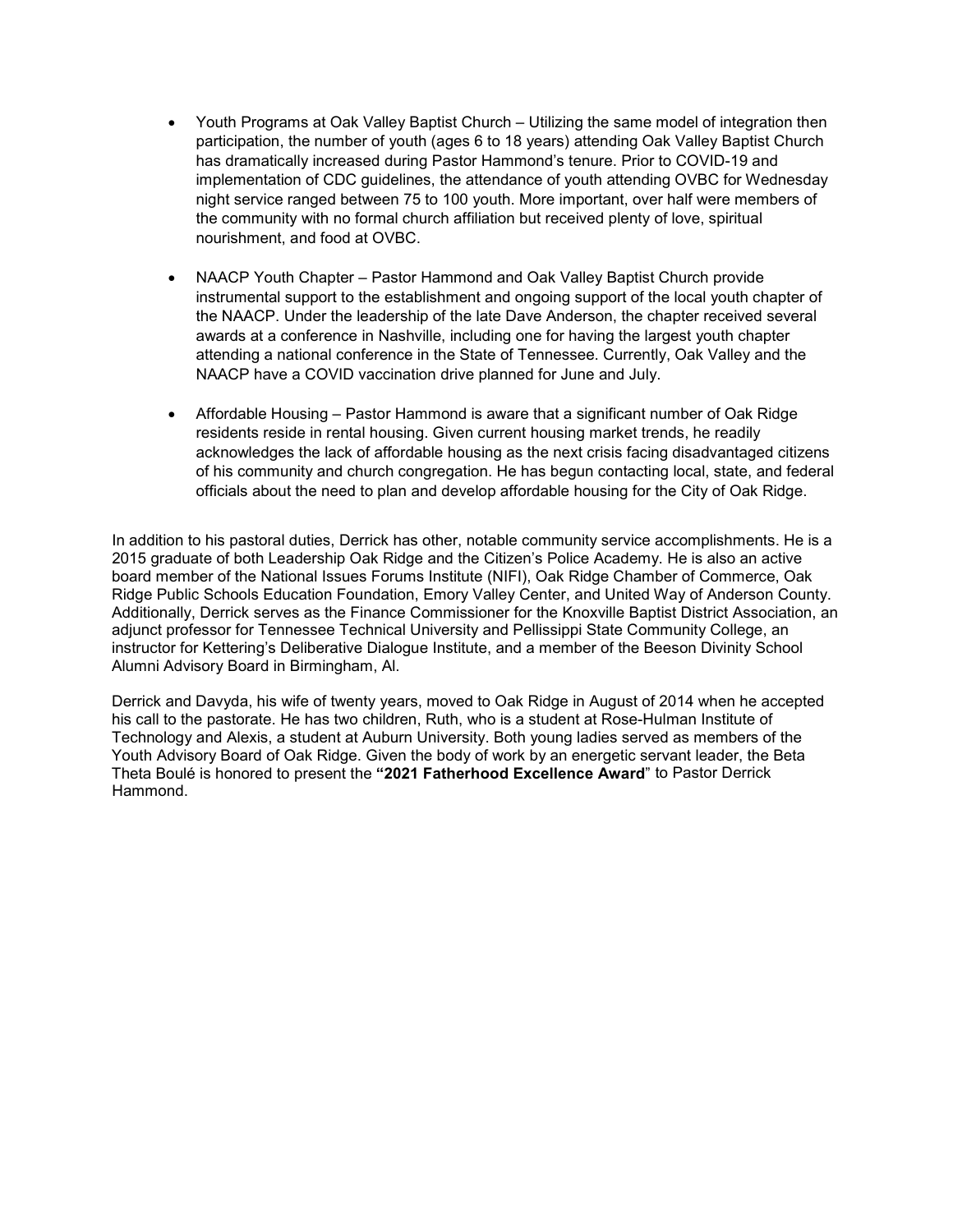- Youth Programs at Oak Valley Baptist Church – Utilizing the same model of integration then participation, the number of youth (ages 6 to 18 years) attending Oak Valley Baptist Church has dramatically increased during Pastor Hammond's tenure. Prior to COVID-19 and implementation of CDC guidelines, the attendance of youth attending OVBC for Wednesday night service ranged between 75 to 100 youth. More important, over half were members of the community with no formal church affiliation but received plenty of love, spiritual nourishment, and food at OVBC.

- NAACP Youth Chapter – Pastor Hammond and Oak Valley Baptist Church provide instrumental support to the establishment and ongoing support of the local youth chapter of the NAACP. Under the leadership of the late Dave Anderson, the chapter received several awards at a conference in Nashville, including one for having the largest youth chapter attending a national conference in the State of Tennessee. Currently, Oak Valley and the NAACP have a COVID vaccination drive planned for June and July.

- Affordable Housing – Pastor Hammond is aware that a significant number of Oak Ridge residents reside in rental housing. Given current housing market trends, he readily acknowledges the lack of affordable housing as the next crisis facing disadvantaged citizens of his community and church congregation. He has begun contacting local, state, and federal officials about the need to plan and develop affordable housing for the City of Oak Ridge.

In addition to his pastoral duties, Derrick has other, notable community service accomplishments. He is a 2015 graduate of both Leadership Oak Ridge and the Citizen's Police Academy. He is also an active board member of the National Issues Forums Institute (NIFI), Oak Ridge Chamber of Commerce, Oak Ridge Public Schools Education Foundation, Emory Valley Center, and United Way of Anderson County. Additionally, Derrick serves as the Finance Commissioner for the Knoxville Baptist District Association, an adjunct professor for Tennessee Technical University and Pellissippi State Community College, an instructor for Kettering's Deliberative Dialogue Institute, and a member of the Beeson Divinity School Alumni Advisory Board in Birmingham, Al.

Derrick and Davyda, his wife of twenty years, moved to Oak Ridge in August of 2014 when he accepted his call to the pastorate. He has two children, Ruth, who is a student at Rose-Hulman Institute of Technology and Alexis, a student at Auburn University. Both young ladies served as members of the Youth Advisory Board of Oak Ridge. Given the body of work by an energetic servant leader, the Beta Theta Boulé is honored to present the **"2021 Fatherhood Excellence Award"** to Pastor Derrick Hammond.